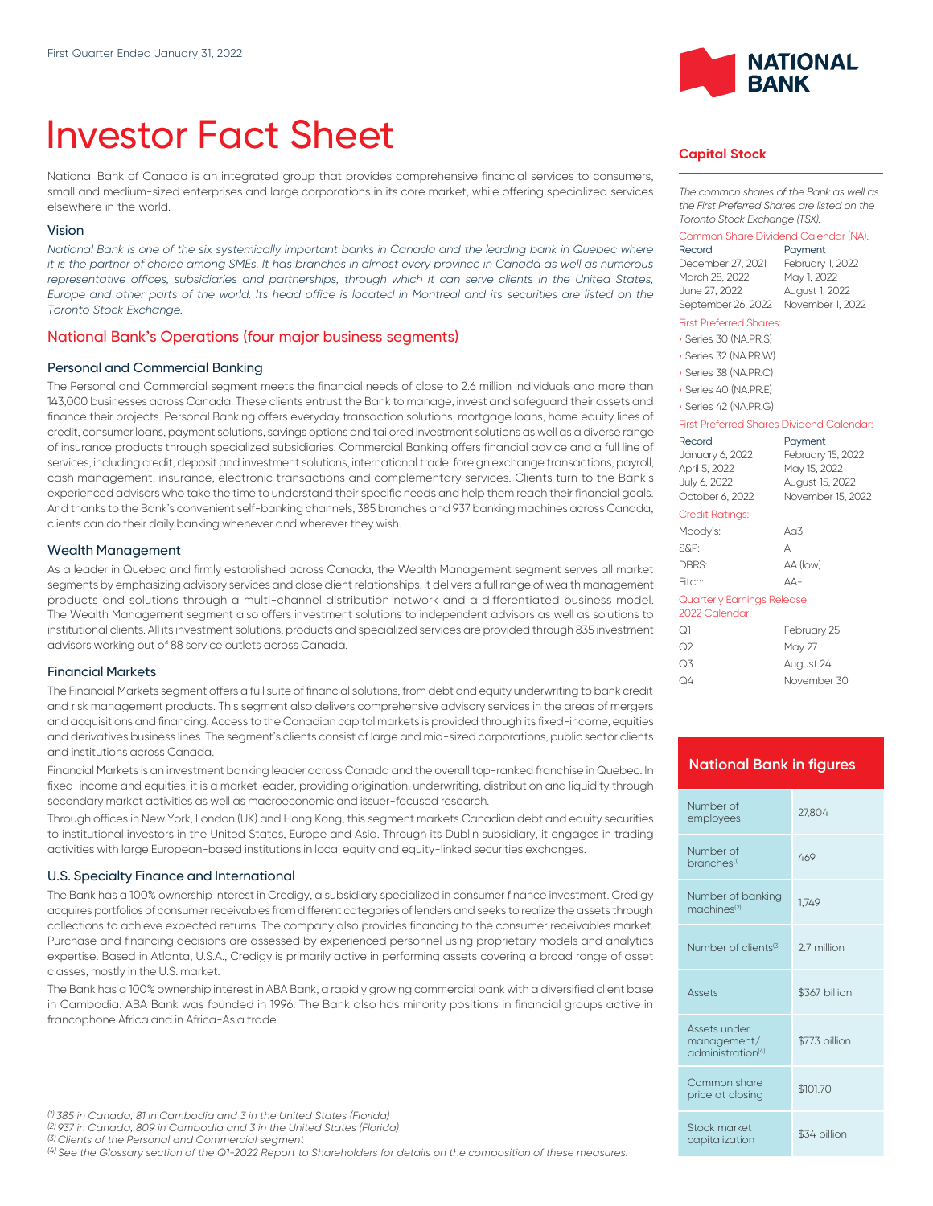First Quarter Ended January 31, 2022

# Investor Fact Sheet

National Bank of Canada is an integrated group that provides comprehensive financial services to consumers, small and medium-sized enterprises and large corporations in its core market, while offering specialized services elsewhere in the world.

## Vision

*National Bank is one of the six systemically important banks in Canada and the leading bank in Quebec where it is the partner of choice among SMEs. It has branches in almost every province in Canada as well as numerous representative offices, subsidiaries and partnerships, through which it can serve clients in the United States, Europe and other parts of the world. Its head office is located in Montreal and its securities are listed on the Toronto Stock Exchange.*

## National Bank's Operations (four major business segments)

### Personal and Commercial Banking

The Personal and Commercial segment meets the financial needs of close to 2.6 million individuals and more than 143,000 businesses across Canada. These clients entrust the Bank to manage, invest and safeguard their assets and finance their projects. Personal Banking offers everyday transaction solutions, mortgage loans, home equity lines of credit, consumer loans, payment solutions, savings options and tailored investment solutions as well as a diverse range of insurance products through specialized subsidiaries. Commercial Banking offers financial advice and a full line of services, including credit, deposit and investment solutions, international trade, foreign exchange transactions, payroll, cash management, insurance, electronic transactions and complementary services. Clients turn to the Bank's experienced advisors who take the time to understand their specific needs and help them reach their financial goals. And thanks to the Bank's convenient self-banking channels, 385 branches and 937 banking machines across Canada, clients can do their daily banking whenever and wherever they wish.

### Wealth Management

As a leader in Quebec and firmly established across Canada, the Wealth Management segment serves all market segments by emphasizing advisory services and close client relationships. It delivers a full range of wealth management products and solutions through a multi-channel distribution network and a differentiated business model. The Wealth Management segment also offers investment solutions to independent advisors as well as solutions to institutional clients. All its investment solutions, products and specialized services are provided through 835 investment advisors working out of 88 service outlets across Canada.

### Financial Markets

The Financial Markets segment offers a full suite of financial solutions, from debt and equity underwriting to bank credit and risk management products. This segment also delivers comprehensive advisory services in the areas of mergers and acquisitions and financing. Access to the Canadian capital markets is provided through its fixed-income, equities and derivatives business lines. The segment's clients consist of large and mid-sized corporations, public sector clients and institutions across Canada.

Financial Markets is an investment banking leader across Canada and the overall top-ranked franchise in Quebec. In fixed-income and equities, it is a market leader, providing origination, underwriting, distribution and liquidity through secondary market activities as well as macroeconomic and issuer-focused research.

Through offices in New York, London (UK) and Hong Kong, this segment markets Canadian debt and equity securities to institutional investors in the United States, Europe and Asia. Through its Dublin subsidiary, it engages in trading activities with large European-based institutions in local equity and equity-linked securities exchanges.

### U.S. Specialty Finance and International

The Bank has a 100% ownership interest in Credigy, a subsidiary specialized in consumer finance investment. Credigy acquires portfolios of consumer receivables from different categories of lenders and seeks to realize the assets through collections to achieve expected returns. The company also provides financing to the consumer receivables market. Purchase and financing decisions are assessed by experienced personnel using proprietary models and analytics expertise. Based in Atlanta, U.S.A., Credigy is primarily active in performing assets covering a broad range of asset classes, mostly in the U.S. market.

The Bank has a 100% ownership interest in ABA Bank, a rapidly growing commercial bank with a diversified client base in Cambodia. ABA Bank was founded in 1996. The Bank also has minority positions in financial groups active in francophone Africa and in Africa-Asia trade.

## Capital Stock

*The common shares of the Bank as well as the First Preferred Shares are listed on the Toronto Stock Exchange (TSX).*

Common Share Dividend Calendar (NA):

| Record | Payment |
|---|---|
| December 27, 2021 | February 1, 2022 |
| March 28, 2022 | May 1, 2022 |
| June 27, 2022 | August 1, 2022 |
| September 26, 2022 | November 1, 2022 |

First Preferred Shares:

- Series 30 (NA.PR.S)
- Series 32 (NA.PR.W)
- Series 38 (NA.PR.C)
- Series 40 (NA.PR.E)
- Series 42 (NA.PR.G)

First Preferred Shares Dividend Calendar:

| Record | Payment |
|---|---|
| January 6, 2022 | February 15, 2022 |
| April 5, 2022 | May 15, 2022 |
| July 6, 2022 | August 15, 2022 |
| October 6, 2022 | November 15, 2022 |

Credit Ratings:

| | |
|---|---|
| Moody's: | Aa3 |
| S&P: | A |
| DBRS: | AA (low) |
| Fitch: | AA- |

Quarterly Earnings Release 2022 Calendar:

| | |
|---|---|
| Q1 | February 25 |
| Q2 | May 27 |
| Q3 | August 24 |
| Q4 | November 30 |

## National Bank in figures

| | |
|---|---|
| Number of employees | 27,804 |
| Number of branches[1] | 469 |
| Number of banking machines[2] | 1,749 |
| Number of clients[3] | 2.7 million |
| Assets | $367 billion |
| Assets under management/ administration[4] | $773 billion |
| Common share price at closing | $101.70 |
| Stock market capitalization | $34 billion |

*[1] 385 in Canada, 81 in Cambodia and 3 in the United States (Florida)*
*[2] 937 in Canada, 809 in Cambodia and 3 in the United States (Florida)*
*[3] Clients of the Personal and Commercial segment*
*[4] See the Glossary section of the Q1-2022 Report to Shareholders for details on the composition of these measures.*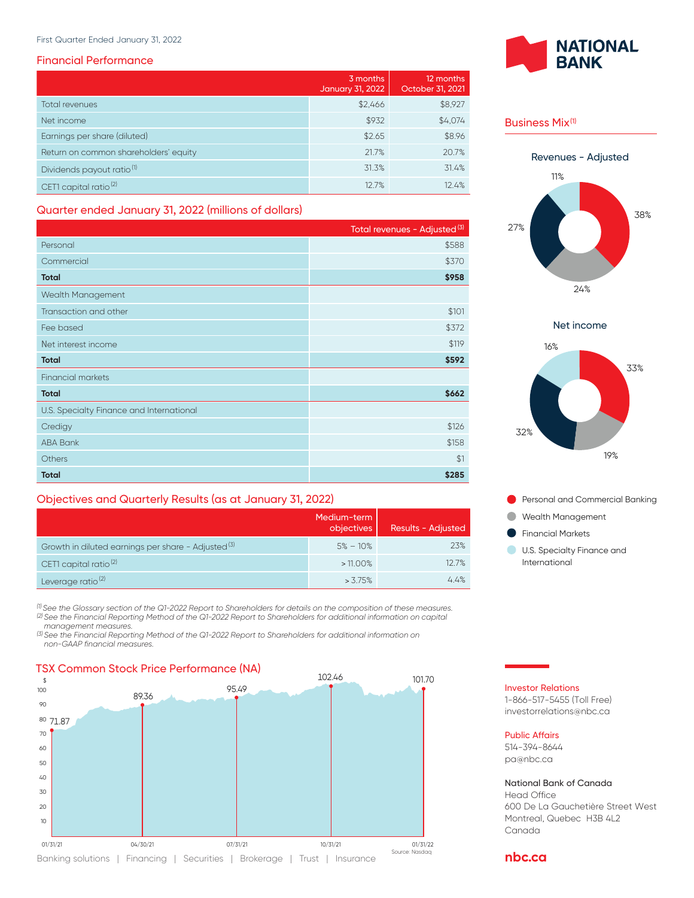First Quarter Ended January 31, 2022

**NATIONAL BANK**

## Financial Performance

| | 3 months January 31, 2022 | 12 months October 31, 2021 |
|---|---|---|
| Total revenues | $2,466 | $8,927 |
| Net income | $932 | $4,074 |
| Earnings per share (diluted) | $2.65 | $8.96 |
| Return on common shareholders' equity | 21.7% | 20.7% |
| Dividends payout ratio [1] | 31.3% | 31.4% |
| CET1 capital ratio [2] | 12.7% | 12.4% |

## Quarter ended January 31, 2022 (millions of dollars)

| | Total revenues - Adjusted [3] |
|---|---|
| Personal | $588 |
| Commercial | $370 |
| **Total** | **$958** |
| Wealth Management | |
| Transaction and other | $101 |
| Fee based | $372 |
| Net interest income | $119 |
| **Total** | **$592** |
| Financial markets | |
| **Total** | **$662** |
| U.S. Specialty Finance and International | |
| Credigy | $126 |
| ABA Bank | $158 |
| Others | $1 |
| **Total** | **$285** |

## Objectives and Quarterly Results (as at January 31, 2022)

| | Medium-term objectives | Results - Adjusted |
|---|---|---|
| Growth in diluted earnings per share - Adjusted [3] | 5% – 10% | 23% |
| CET1 capital ratio [2] | > 11.00% | 12.7% |
| Leverage ratio [2] | > 3.75% | 4.4% |

*[1] See the Glossary section of the Q1-2022 Report to Shareholders for details on the composition of these measures.*
*[2] See the Financial Reporting Method of the Q1-2022 Report to Shareholders for additional information on capital management measures.*
*[3] See the Financial Reporting Method of the Q1-2022 Report to Shareholders for additional information on non-GAAP financial measures.*

## TSX Common Stock Price Performance (NA)

$
100
90
80
70
60
50
40
30
20
10

71.87
89.36
95.49
102.46
101.70

01/31/21
04/30/21
07/31/21
10/31/21
01/31/22

Source: Nasdaq

## Business Mix [1]

Revenues - Adjusted

38%
24%
27%
11%

Net income

33%
19%
32%
16%

- Personal and Commercial Banking
- Wealth Management
- Financial Markets
- U.S. Specialty Finance and International

Banking solutions | Financing | Securities | Brokerage | Trust | Insurance

**Investor Relations**
1-866-517-5455 (Toll Free)
investorrelations@nbc.ca

**Public Affairs**
514-394-8644
pa@nbc.ca

**National Bank of Canada**
Head Office
600 De La Gauchetière Street West
Montreal, Quebec H3B 4L2
Canada

**nbc.ca**